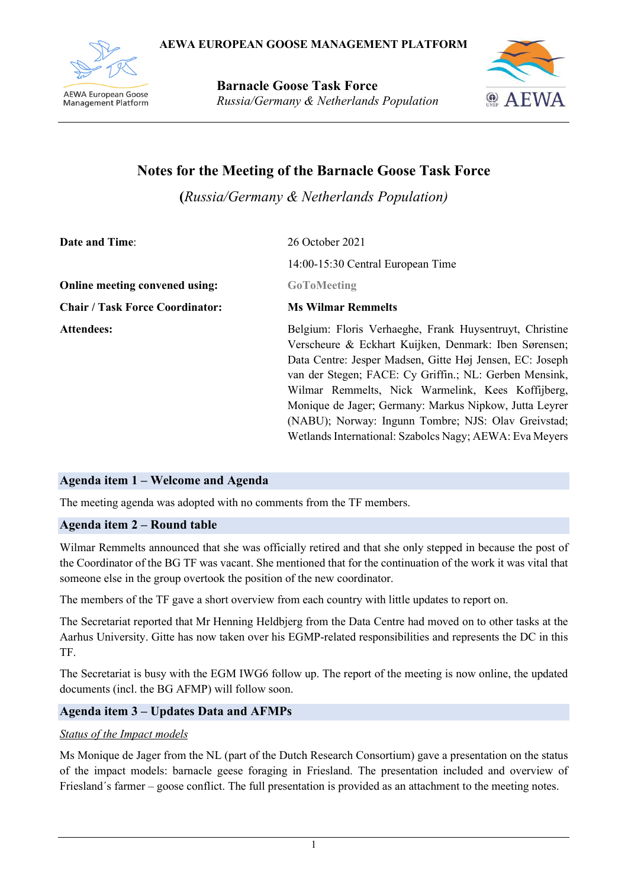AEWA EUROPEAN GOOSE MANAGEMENT PLATFORM

**Barnacle Goose Task Force**
*Russia/Germany & Netherlands Population*

# Notes for the Meeting of the Barnacle Goose Task Force

## (*Russia/Germany & Netherlands Population)*

| | |
|---|---|
| **Date and Time**: | 26 October 2021 |
| | 14:00-15:30 Central European Time |
| **Online meeting convened using:** | **GoToMeeting** |
| **Chair / Task Force Coordinator:** | **Ms Wilmar Remmelts** |
| **Attendees:** | Belgium: Floris Verhaeghe, Frank Huysentruyt, Christine Verscheure & Eckhart Kuijken, Denmark: Iben Sørensen; Data Centre: Jesper Madsen, Gitte Høj Jensen, EC: Joseph van der Stegen; FACE: Cy Griffin.; NL: Gerben Mensink, Wilmar Remmelts, Nick Warmelink, Kees Koffijberg, Monique de Jager; Germany: Markus Nipkow, Jutta Leyrer (NABU); Norway: Ingunn Tombre; NJS: Olav Greivstad; Wetlands International: Szabolcs Nagy; AEWA: Eva Meyers |

### Agenda item 1 – Welcome and Agenda

The meeting agenda was adopted with no comments from the TF members.

### Agenda item 2 – Round table

Wilmar Remmelts announced that she was officially retired and that she only stepped in because the post of the Coordinator of the BG TF was vacant. She mentioned that for the continuation of the work it was vital that someone else in the group overtook the position of the new coordinator.

The members of the TF gave a short overview from each country with little updates to report on.

The Secretariat reported that Mr Henning Heldbjerg from the Data Centre had moved on to other tasks at the Aarhus University. Gitte has now taken over his EGMP-related responsibilities and represents the DC in this TF.

The Secretariat is busy with the EGM IWG6 follow up. The report of the meeting is now online, the updated documents (incl. the BG AFMP) will follow soon.

### Agenda item 3 – Updates Data and AFMPs

*Status of the Impact models*

Ms Monique de Jager from the NL (part of the Dutch Research Consortium) gave a presentation on the status of the impact models: barnacle geese foraging in Friesland. The presentation included and overview of Friesland´s farmer – goose conflict. The full presentation is provided as an attachment to the meeting notes.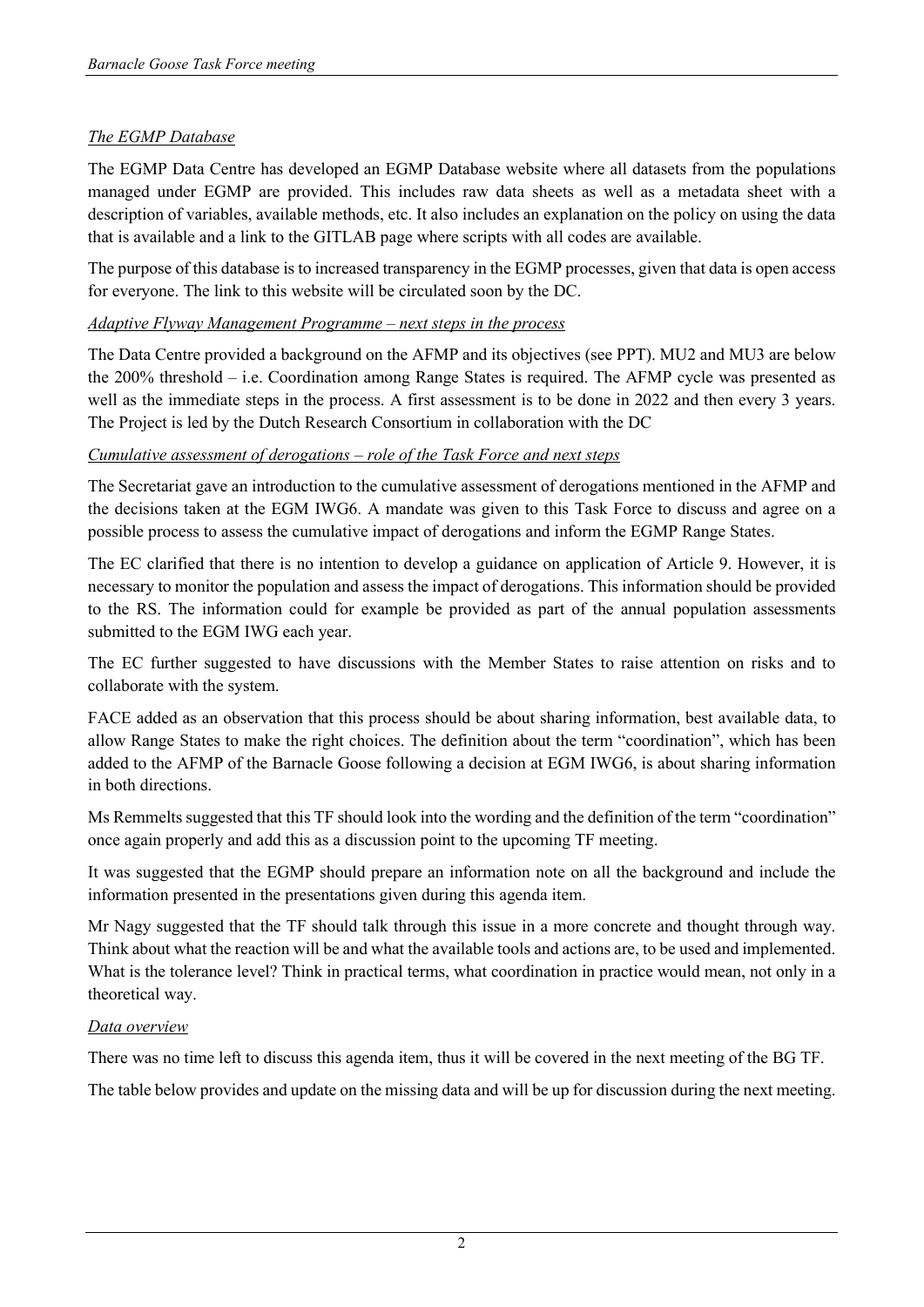*The EGMP Database*

The EGMP Data Centre has developed an EGMP Database website where all datasets from the populations managed under EGMP are provided. This includes raw data sheets as well as a metadata sheet with a description of variables, available methods, etc. It also includes an explanation on the policy on using the data that is available and a link to the GITLAB page where scripts with all codes are available.

The purpose of this database is to increased transparency in the EGMP processes, given that data is open access for everyone. The link to this website will be circulated soon by the DC.

*Adaptive Flyway Management Programme – next steps in the process*

The Data Centre provided a background on the AFMP and its objectives (see PPT). MU2 and MU3 are below the 200% threshold – i.e. Coordination among Range States is required. The AFMP cycle was presented as well as the immediate steps in the process. A first assessment is to be done in 2022 and then every 3 years. The Project is led by the Dutch Research Consortium in collaboration with the DC

*Cumulative assessment of derogations – role of the Task Force and next steps*

The Secretariat gave an introduction to the cumulative assessment of derogations mentioned in the AFMP and the decisions taken at the EGM IWG6. A mandate was given to this Task Force to discuss and agree on a possible process to assess the cumulative impact of derogations and inform the EGMP Range States.

The EC clarified that there is no intention to develop a guidance on application of Article 9. However, it is necessary to monitor the population and assess the impact of derogations. This information should be provided to the RS. The information could for example be provided as part of the annual population assessments submitted to the EGM IWG each year.

The EC further suggested to have discussions with the Member States to raise attention on risks and to collaborate with the system.

FACE added as an observation that this process should be about sharing information, best available data, to allow Range States to make the right choices. The definition about the term "coordination", which has been added to the AFMP of the Barnacle Goose following a decision at EGM IWG6, is about sharing information in both directions.

Ms Remmelts suggested that this TF should look into the wording and the definition of the term "coordination" once again properly and add this as a discussion point to the upcoming TF meeting.

It was suggested that the EGMP should prepare an information note on all the background and include the information presented in the presentations given during this agenda item.

Mr Nagy suggested that the TF should talk through this issue in a more concrete and thought through way. Think about what the reaction will be and what the available tools and actions are, to be used and implemented. What is the tolerance level? Think in practical terms, what coordination in practice would mean, not only in a theoretical way.

*Data overview*

There was no time left to discuss this agenda item, thus it will be covered in the next meeting of the BG TF.

The table below provides and update on the missing data and will be up for discussion during the next meeting.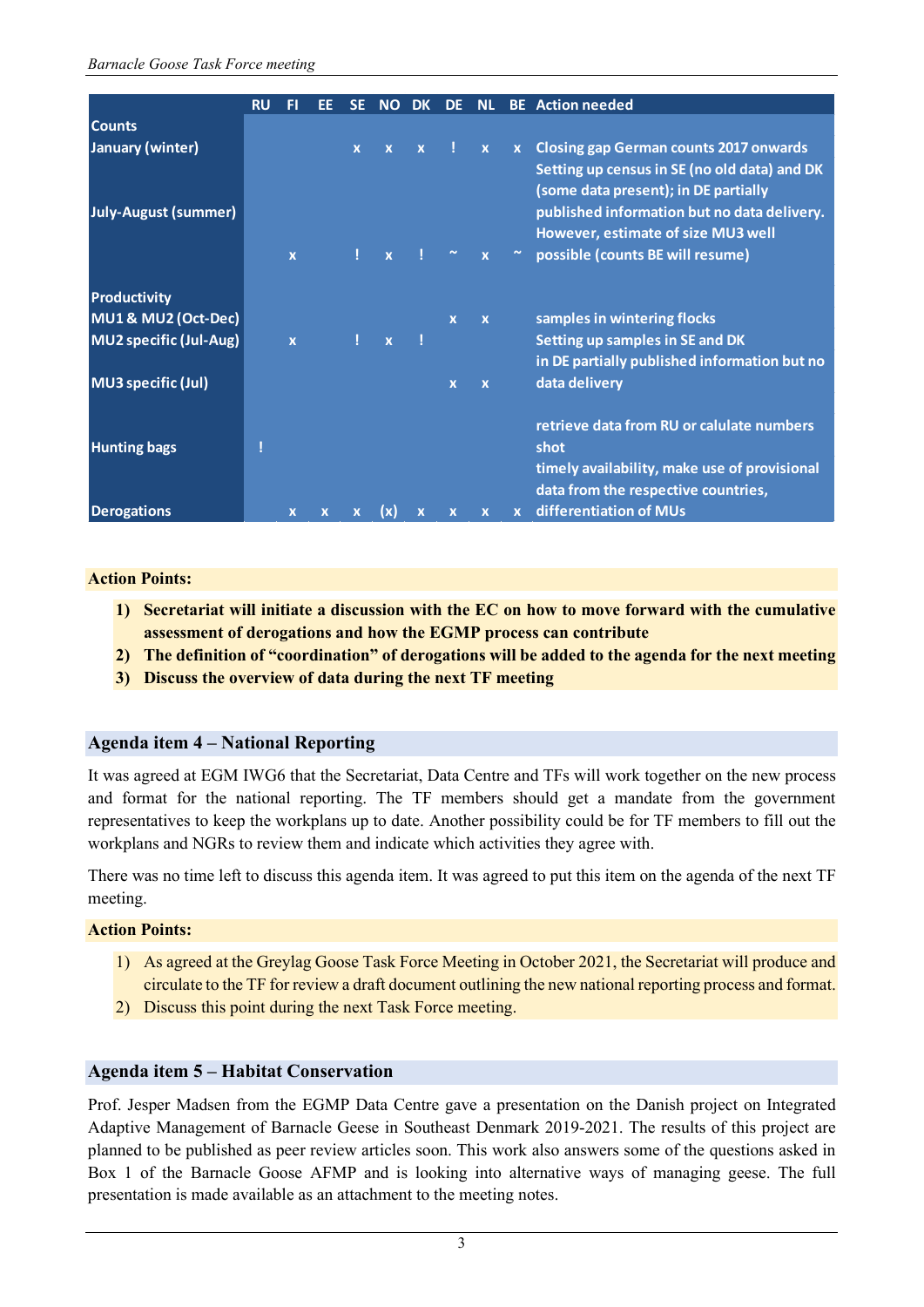| | RU | FI | EE | SE | NO | DK | DE | NL | BE | Action needed |
|---|---|---|---|---|---|---|---|---|---|---|
| **Counts** | | | | | | | | | | |
| January (winter) | | | | x | x | x | ! | x | x | Closing gap German counts 2017 onwards |
| July-August (summer) | | x | | ! | x | ! | ~ | x | ~ | Setting up census in SE (no old data) and DK (some data present); in DE partially published information but no data delivery. However, estimate of size MU3 well possible (counts BE will resume) |
| **Productivity** | | | | | | | | | | |
| MU1 & MU2 (Oct-Dec) | | | | | | | x | x | | samples in wintering flocks |
| MU2 specific (Jul-Aug) | | x | | ! | x | ! | | | | Setting up samples in SE and DK |
| MU3 specific (Jul) | | | | | | | x | x | | in DE partially published information but no data delivery |
| **Hunting bags** | ! | | | | | | | | | retrieve data from RU or calulate numbers shot |
| **Derogations** | | x | x | x | (x) | x | x | x | x | timely availability, make use of provisional data from the respective countries, differentiation of MUs |

**Action Points:**

1) **Secretariat will initiate a discussion with the EC on how to move forward with the cumulative assessment of derogations and how the EGMP process can contribute**
2) **The definition of "coordination" of derogations will be added to the agenda for the next meeting**
3) **Discuss the overview of data during the next TF meeting**

## Agenda item 4 – National Reporting

It was agreed at EGM IWG6 that the Secretariat, Data Centre and TFs will work together on the new process and format for the national reporting. The TF members should get a mandate from the government representatives to keep the workplans up to date. Another possibility could be for TF members to fill out the workplans and NGRs to review them and indicate which activities they agree with.

There was no time left to discuss this agenda item. It was agreed to put this item on the agenda of the next TF meeting.

**Action Points:**

1) As agreed at the Greylag Goose Task Force Meeting in October 2021, the Secretariat will produce and circulate to the TF for review a draft document outlining the new national reporting process and format.
2) Discuss this point during the next Task Force meeting.

## Agenda item 5 – Habitat Conservation

Prof. Jesper Madsen from the EGMP Data Centre gave a presentation on the Danish project on Integrated Adaptive Management of Barnacle Geese in Southeast Denmark 2019-2021. The results of this project are planned to be published as peer review articles soon. This work also answers some of the questions asked in Box 1 of the Barnacle Goose AFMP and is looking into alternative ways of managing geese. The full presentation is made available as an attachment to the meeting notes.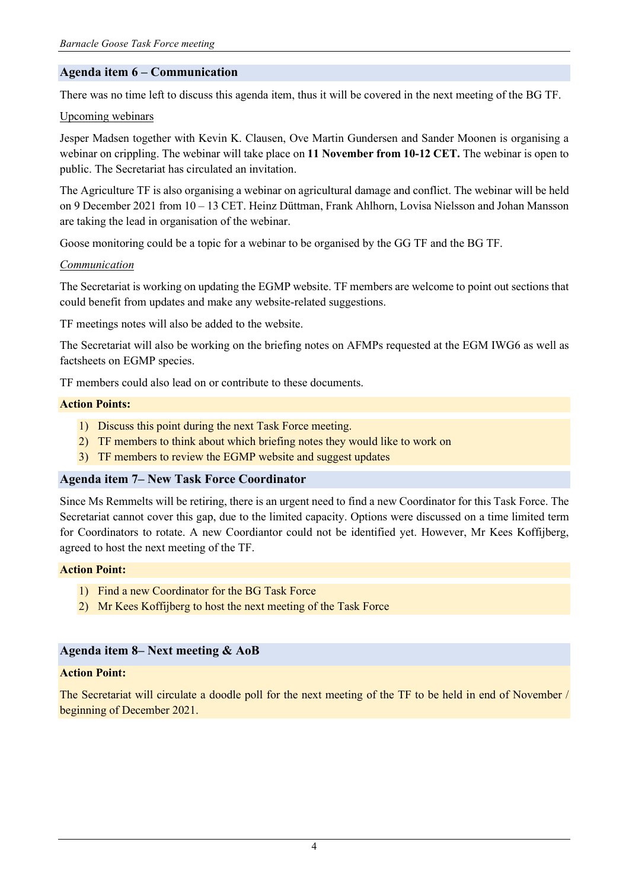## Agenda item 6 – Communication

There was no time left to discuss this agenda item, thus it will be covered in the next meeting of the BG TF.

Upcoming webinars

Jesper Madsen together with Kevin K. Clausen, Ove Martin Gundersen and Sander Moonen is organising a webinar on crippling. The webinar will take place on **11 November from 10-12 CET.** The webinar is open to public. The Secretariat has circulated an invitation.

The Agriculture TF is also organising a webinar on agricultural damage and conflict. The webinar will be held on 9 December 2021 from 10 – 13 CET. Heinz Düttman, Frank Ahlhorn, Lovisa Nielsson and Johan Mansson are taking the lead in organisation of the webinar.

Goose monitoring could be a topic for a webinar to be organised by the GG TF and the BG TF.

*Communication*

The Secretariat is working on updating the EGMP website. TF members are welcome to point out sections that could benefit from updates and make any website-related suggestions.

TF meetings notes will also be added to the website.

The Secretariat will also be working on the briefing notes on AFMPs requested at the EGM IWG6 as well as factsheets on EGMP species.

TF members could also lead on or contribute to these documents.

**Action Points:**

1) Discuss this point during the next Task Force meeting.
2) TF members to think about which briefing notes they would like to work on
3) TF members to review the EGMP website and suggest updates

## Agenda item 7– New Task Force Coordinator

Since Ms Remmelts will be retiring, there is an urgent need to find a new Coordinator for this Task Force. The Secretariat cannot cover this gap, due to the limited capacity. Options were discussed on a time limited term for Coordinators to rotate. A new Coordiantor could not be identified yet. However, Mr Kees Koffijberg, agreed to host the next meeting of the TF.

**Action Point:**

1) Find a new Coordinator for the BG Task Force
2) Mr Kees Koffijberg to host the next meeting of the Task Force

## Agenda item 8– Next meeting & AoB

**Action Point:**

The Secretariat will circulate a doodle poll for the next meeting of the TF to be held in end of November / beginning of December 2021.